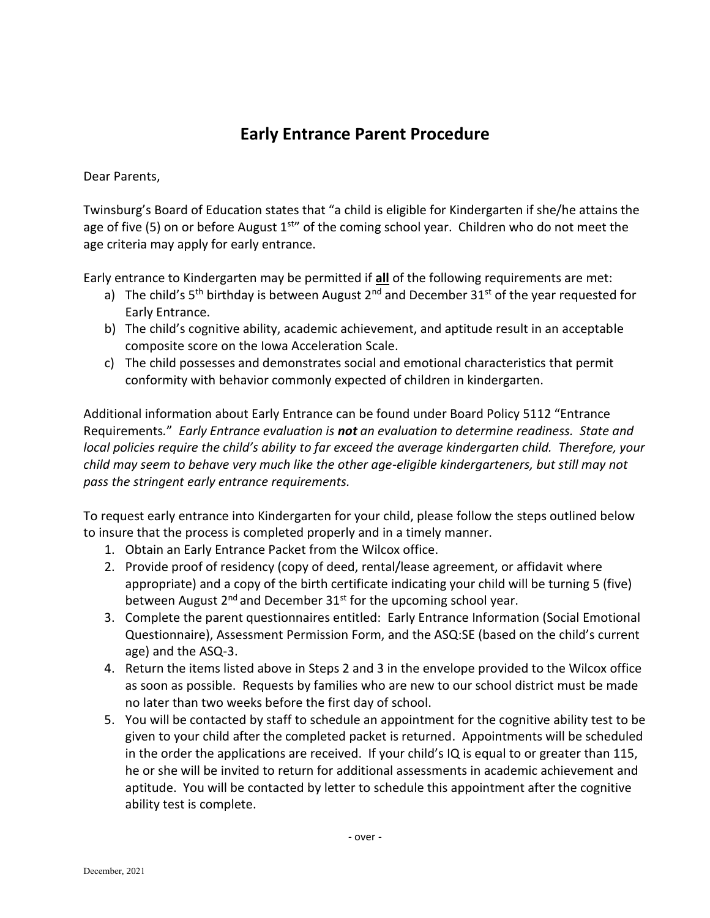# Early Entrance Parent Procedure

Dear Parents,

Twinsburg's Board of Education states that "a child is eligible for Kindergarten if she/he attains the age of five (5) on or before August 1st" of the coming school year. Children who do not meet the age criteria may apply for early entrance.

Early entrance to Kindergarten may be permitted if **all** of the following requirements are met:

a) The child's 5th birthday is between August 2nd and December 31st of the year requested for Early Entrance.
b) The child's cognitive ability, academic achievement, and aptitude result in an acceptable composite score on the Iowa Acceleration Scale.
c) The child possesses and demonstrates social and emotional characteristics that permit conformity with behavior commonly expected of children in kindergarten.

Additional information about Early Entrance can be found under Board Policy 5112 "Entrance Requirements." *Early Entrance evaluation is **not** an evaluation to determine readiness. State and local policies require the child's ability to far exceed the average kindergarten child. Therefore, your child may seem to behave very much like the other age-eligible kindergarteners, but still may not pass the stringent early entrance requirements.*

To request early entrance into Kindergarten for your child, please follow the steps outlined below to insure that the process is completed properly and in a timely manner.

1. Obtain an Early Entrance Packet from the Wilcox office.
2. Provide proof of residency (copy of deed, rental/lease agreement, or affidavit where appropriate) and a copy of the birth certificate indicating your child will be turning 5 (five) between August 2nd and December 31st for the upcoming school year.
3. Complete the parent questionnaires entitled: Early Entrance Information (Social Emotional Questionnaire), Assessment Permission Form, and the ASQ:SE (based on the child's current age) and the ASQ-3.
4. Return the items listed above in Steps 2 and 3 in the envelope provided to the Wilcox office as soon as possible. Requests by families who are new to our school district must be made no later than two weeks before the first day of school.
5. You will be contacted by staff to schedule an appointment for the cognitive ability test to be given to your child after the completed packet is returned. Appointments will be scheduled in the order the applications are received. If your child's IQ is equal to or greater than 115, he or she will be invited to return for additional assessments in academic achievement and aptitude. You will be contacted by letter to schedule this appointment after the cognitive ability test is complete.

\- over -

December, 2021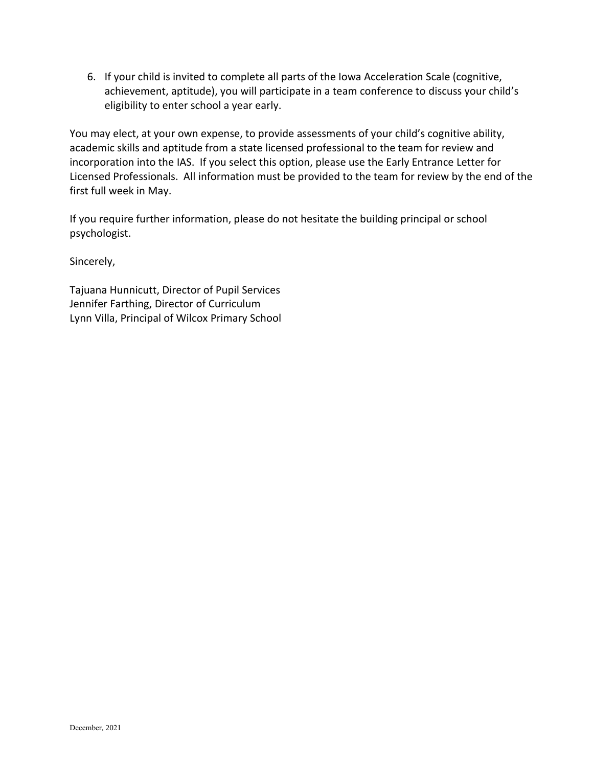6. If your child is invited to complete all parts of the Iowa Acceleration Scale (cognitive, achievement, aptitude), you will participate in a team conference to discuss your child's eligibility to enter school a year early.

You may elect, at your own expense, to provide assessments of your child's cognitive ability, academic skills and aptitude from a state licensed professional to the team for review and incorporation into the IAS. If you select this option, please use the Early Entrance Letter for Licensed Professionals. All information must be provided to the team for review by the end of the first full week in May.

If you require further information, please do not hesitate the building principal or school psychologist.

Sincerely,

Tajuana Hunnicutt, Director of Pupil Services
Jennifer Farthing, Director of Curriculum
Lynn Villa, Principal of Wilcox Primary School

December, 2021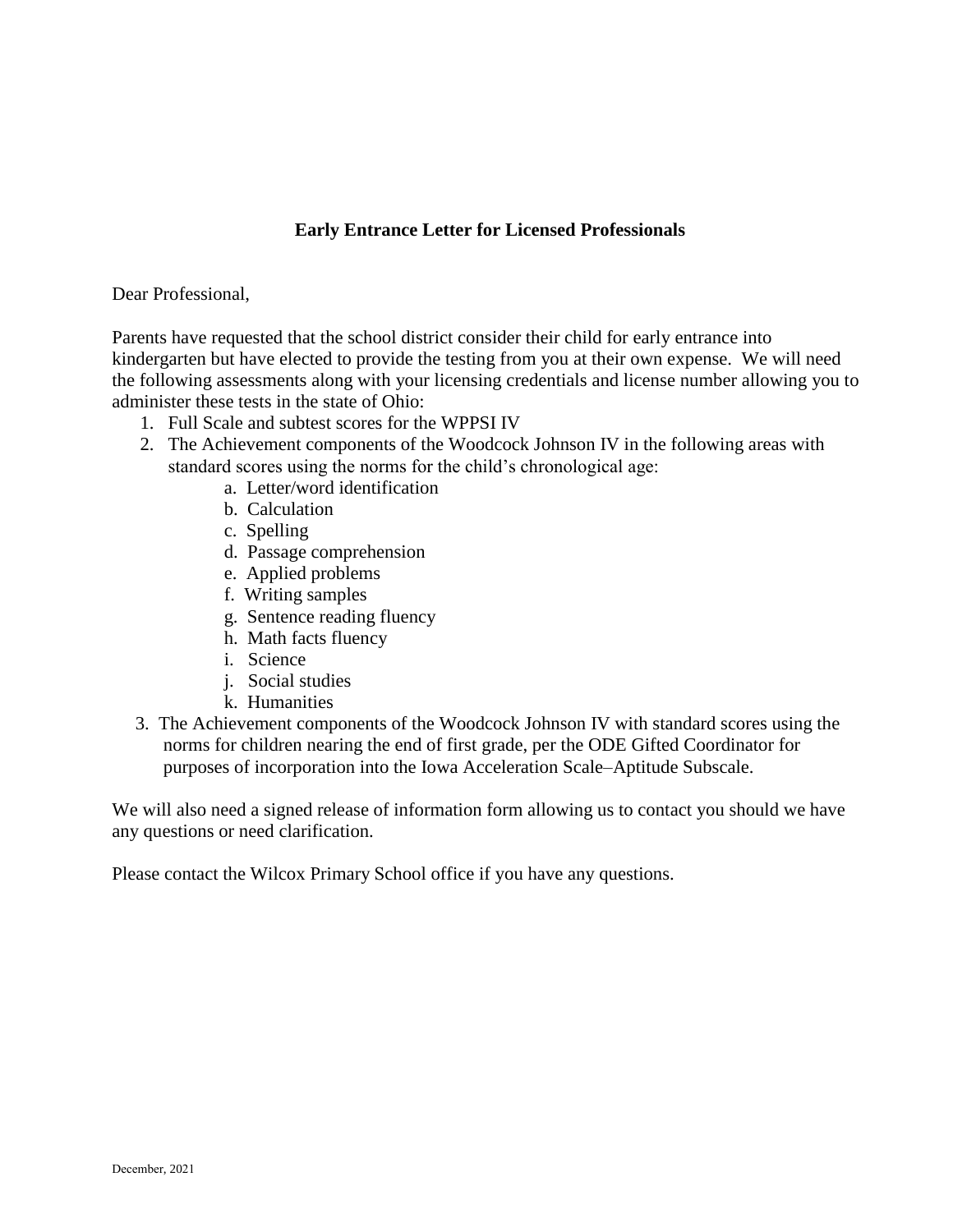**Early Entrance Letter for Licensed Professionals**

Dear Professional,

Parents have requested that the school district consider their child for early entrance into kindergarten but have elected to provide the testing from you at their own expense. We will need the following assessments along with your licensing credentials and license number allowing you to administer these tests in the state of Ohio:

1. Full Scale and subtest scores for the WPPSI IV
2. The Achievement components of the Woodcock Johnson IV in the following areas with standard scores using the norms for the child's chronological age:
   a. Letter/word identification
   b. Calculation
   c. Spelling
   d. Passage comprehension
   e. Applied problems
   f. Writing samples
   g. Sentence reading fluency
   h. Math facts fluency
   i. Science
   j. Social studies
   k. Humanities
3. The Achievement components of the Woodcock Johnson IV with standard scores using the norms for children nearing the end of first grade, per the ODE Gifted Coordinator for purposes of incorporation into the Iowa Acceleration Scale–Aptitude Subscale.

We will also need a signed release of information form allowing us to contact you should we have any questions or need clarification.

Please contact the Wilcox Primary School office if you have any questions.

December, 2021